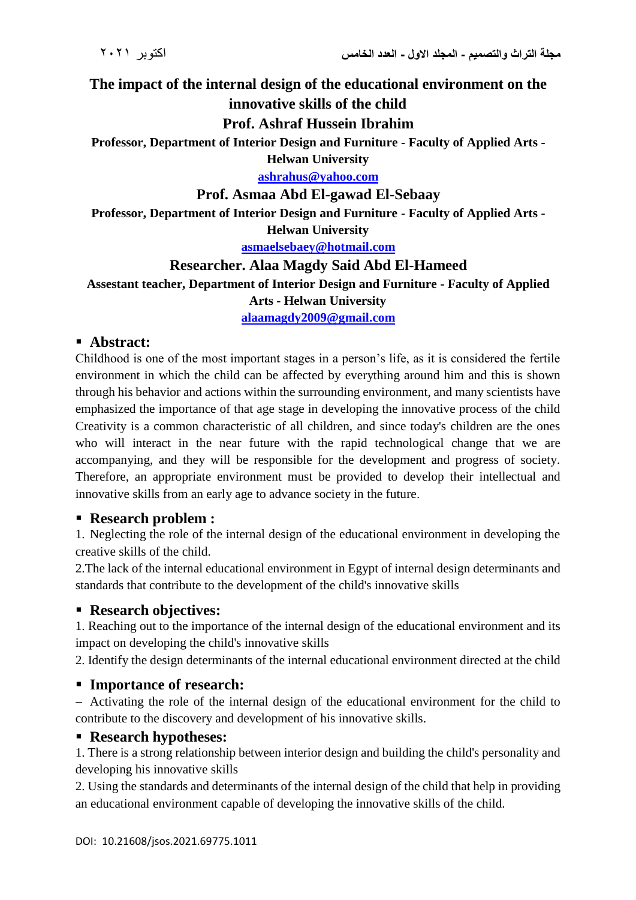# The impact of the internal design of the educational environment on the innovative skills of the child

**Prof. Ashraf Hussein Ibrahim**

**Professor, Department of Interior Design and Furniture - Faculty of Applied Arts - Helwan University**

ashrahus@yahoo.com

**Prof. Asmaa Abd El-gawad El-Sebaay**

**Professor, Department of Interior Design and Furniture - Faculty of Applied Arts - Helwan University**

asmaelsebaey@hotmail.com

**Researcher. Alaa Magdy Said Abd El-Hameed**

**Assestant teacher, Department of Interior Design and Furniture - Faculty of Applied Arts - Helwan University**

alaamagdy2009@gmail.com

## Abstract:

Childhood is one of the most important stages in a person's life, as it is considered the fertile environment in which the child can be affected by everything around him and this is shown through his behavior and actions within the surrounding environment, and many scientists have emphasized the importance of that age stage in developing the innovative process of the child Creativity is a common characteristic of all children, and since today's children are the ones who will interact in the near future with the rapid technological change that we are accompanying, and they will be responsible for the development and progress of society. Therefore, an appropriate environment must be provided to develop their intellectual and innovative skills from an early age to advance society in the future.

## Research problem :

1. Neglecting the role of the internal design of the educational environment in developing the creative skills of the child.

2.The lack of the internal educational environment in Egypt of internal design determinants and standards that contribute to the development of the child's innovative skills

## Research objectives:

1. Reaching out to the importance of the internal design of the educational environment and its impact on developing the child's innovative skills

2. Identify the design determinants of the internal educational environment directed at the child

## Importance of research:

– Activating the role of the internal design of the educational environment for the child to contribute to the discovery and development of his innovative skills.

## Research hypotheses:

1. There is a strong relationship between interior design and building the child's personality and developing his innovative skills

2. Using the standards and determinants of the internal design of the child that help in providing an educational environment capable of developing the innovative skills of the child.

DOI: 10.21608/jsos.2021.69775.1011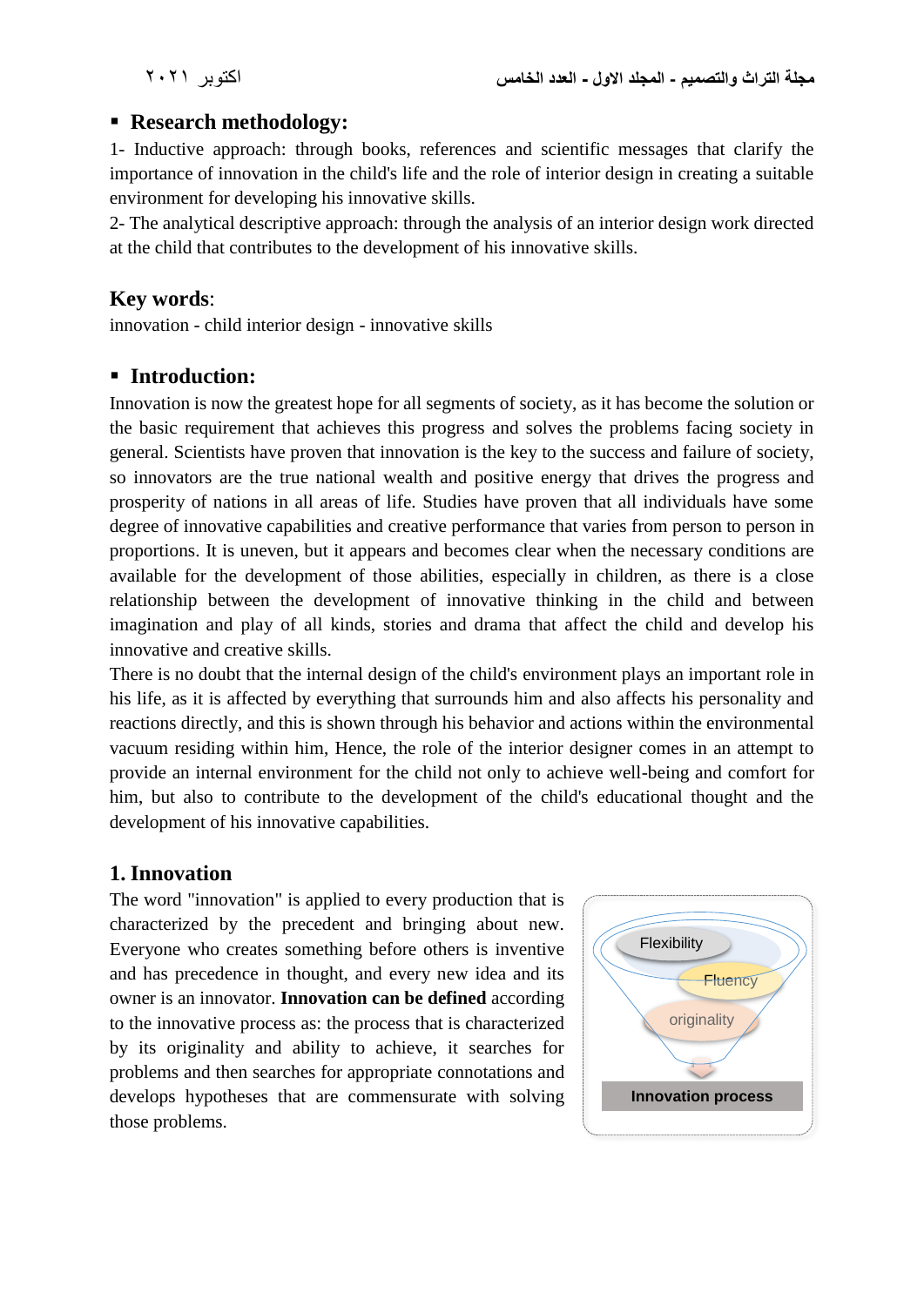- **Research methodology:**

1- Inductive approach: through books, references and scientific messages that clarify the importance of innovation in the child's life and the role of interior design in creating a suitable environment for developing his innovative skills.

2- The analytical descriptive approach: through the analysis of an interior design work directed at the child that contributes to the development of his innovative skills.

## Key words:

innovation - child interior design - innovative skills

- **Introduction:**

Innovation is now the greatest hope for all segments of society, as it has become the solution or the basic requirement that achieves this progress and solves the problems facing society in general. Scientists have proven that innovation is the key to the success and failure of society, so innovators are the true national wealth and positive energy that drives the progress and prosperity of nations in all areas of life. Studies have proven that all individuals have some degree of innovative capabilities and creative performance that varies from person to person in proportions. It is uneven, but it appears and becomes clear when the necessary conditions are available for the development of those abilities, especially in children, as there is a close relationship between the development of innovative thinking in the child and between imagination and play of all kinds, stories and drama that affect the child and develop his innovative and creative skills.

There is no doubt that the internal design of the child's environment plays an important role in his life, as it is affected by everything that surrounds him and also affects his personality and reactions directly, and this is shown through his behavior and actions within the environmental vacuum residing within him, Hence, the role of the interior designer comes in an attempt to provide an internal environment for the child not only to achieve well-being and comfort for him, but also to contribute to the development of the child's educational thought and the development of his innovative capabilities.

## 1. Innovation

The word "innovation" is applied to every production that is characterized by the precedent and bringing about new. Everyone who creates something before others is inventive and has precedence in thought, and every new idea and its owner is an innovator. **Innovation can be defined** according to the innovative process as: the process that is characterized by its originality and ability to achieve, it searches for problems and then searches for appropriate connotations and develops hypotheses that are commensurate with solving those problems.

Flexibility
Fluency
originality
**Innovation process**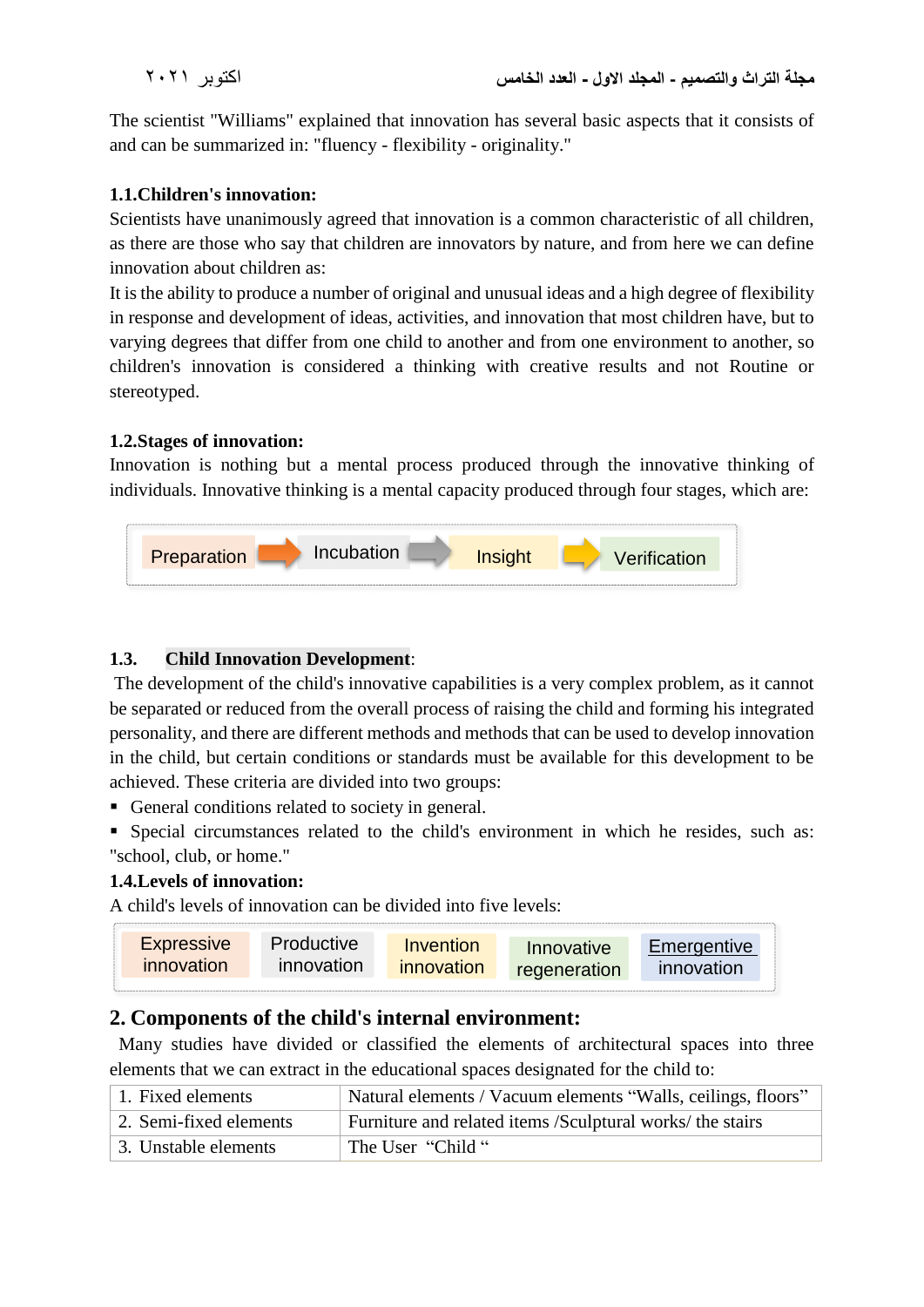The scientist "Williams" explained that innovation has several basic aspects that it consists of and can be summarized in: "fluency - flexibility - originality."

**1.1.Children's innovation:**

Scientists have unanimously agreed that innovation is a common characteristic of all children, as there are those who say that children are innovators by nature, and from here we can define innovation about children as:

It is the ability to produce a number of original and unusual ideas and a high degree of flexibility in response and development of ideas, activities, and innovation that most children have, but to varying degrees that differ from one child to another and from one environment to another, so children's innovation is considered a thinking with creative results and not Routine or stereotyped.

**1.2.Stages of innovation:**

Innovation is nothing but a mental process produced through the innovative thinking of individuals. Innovative thinking is a mental capacity produced through four stages, which are:

Preparation → Incubation → Insight → Verification

**1.3. Child Innovation Development:**

The development of the child's innovative capabilities is a very complex problem, as it cannot be separated or reduced from the overall process of raising the child and forming his integrated personality, and there are different methods and methods that can be used to develop innovation in the child, but certain conditions or standards must be available for this development to be achieved. These criteria are divided into two groups:

- General conditions related to society in general.
- Special circumstances related to the child's environment in which he resides, such as: "school, club, or home."

**1.4.Levels of innovation:**

A child's levels of innovation can be divided into five levels:

Expressive innovation | Productive innovation | Invention innovation | Innovative regeneration | Emergentive innovation

## 2. Components of the child's internal environment:

Many studies have divided or classified the elements of architectural spaces into three elements that we can extract in the educational spaces designated for the child to:

| | |
|---|---|
| 1. Fixed elements | Natural elements / Vacuum elements "Walls, ceilings, floors" |
| 2. Semi-fixed elements | Furniture and related items /Sculptural works/ the stairs |
| 3. Unstable elements | The User "Child " |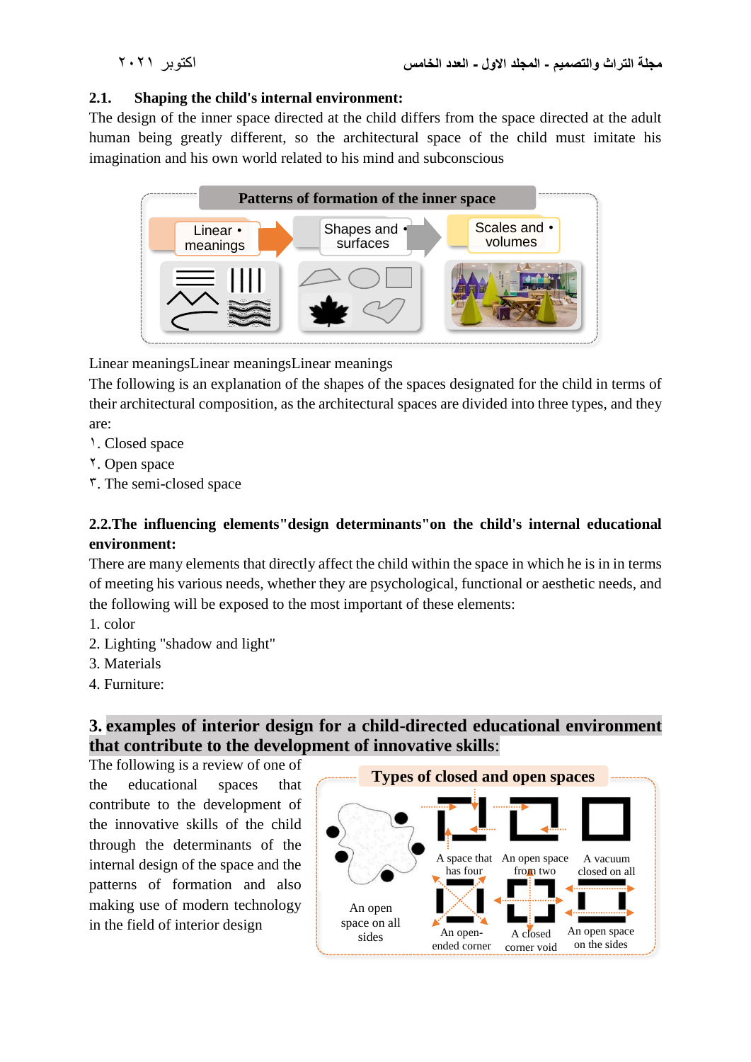### 2.1. Shaping the child's internal environment:

The design of the inner space directed at the child differs from the space directed at the adult human being greatly different, so the architectural space of the child must imitate his imagination and his own world related to his mind and subconscious

Patterns of formation of the inner space

- Linear meanings
- Shapes and surfaces
- Scales and volumes

Linear meaningsLinear meaningsLinear meanings

The following is an explanation of the shapes of the spaces designated for the child in terms of their architectural composition, as the architectural spaces are divided into three types, and they are:

١. Closed space
٢. Open space
٣. The semi-closed space

### 2.2.The influencing elements"design determinants"on the child's internal educational environment:

There are many elements that directly affect the child within the space in which he is in in terms of meeting his various needs, whether they are psychological, functional or aesthetic needs, and the following will be exposed to the most important of these elements:

1. color
2. Lighting "shadow and light"
3. Materials
4. Furniture:

## 3. examples of interior design for a child-directed educational environment that contribute to the development of innovative skills:

The following is a review of one of the educational spaces that contribute to the development of the innovative skills of the child through the determinants of the internal design of the space and the patterns of formation and also making use of modern technology in the field of interior design

Types of closed and open spaces

An open space on all sides

A space that has four

An open space from two

A vacuum closed on all

An open-ended corner

A closed corner void

An open space on the sides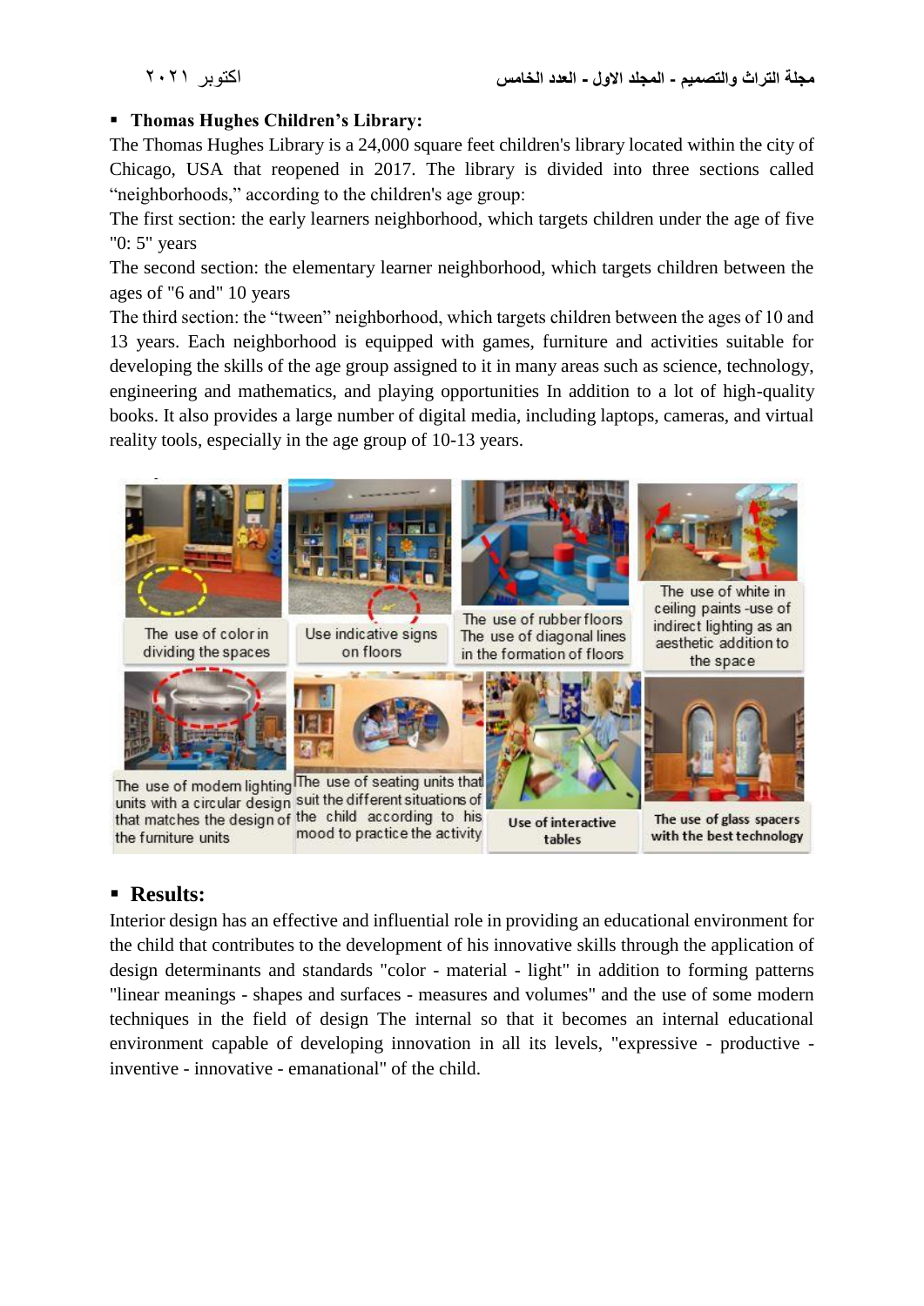- **Thomas Hughes Children's Library:**

The Thomas Hughes Library is a 24,000 square feet children's library located within the city of Chicago, USA that reopened in 2017. The library is divided into three sections called "neighborhoods," according to the children's age group:

The first section: the early learners neighborhood, which targets children under the age of five "0: 5" years

The second section: the elementary learner neighborhood, which targets children between the ages of "6 and" 10 years

The third section: the "tween" neighborhood, which targets children between the ages of 10 and 13 years. Each neighborhood is equipped with games, furniture and activities suitable for developing the skills of the age group assigned to it in many areas such as science, technology, engineering and mathematics, and playing opportunities In addition to a lot of high-quality books. It also provides a large number of digital media, including laptops, cameras, and virtual reality tools, especially in the age group of 10-13 years.

The use of color in dividing the spaces

Use indicative signs on floors

The use of rubber floors The use of diagonal lines in the formation of floors

The use of white in ceiling paints -use of indirect lighting as an aesthetic addition to the space

The use of modern lighting units with a circular design that matches the design of the furniture units

The use of seating units that suit the different situations of the child according to his mood to practice the activity

Use of interactive tables

The use of glass spacers with the best technology

- **Results:**

Interior design has an effective and influential role in providing an educational environment for the child that contributes to the development of his innovative skills through the application of design determinants and standards "color - material - light" in addition to forming patterns "linear meanings - shapes and surfaces - measures and volumes" and the use of some modern techniques in the field of design The internal so that it becomes an internal educational environment capable of developing innovation in all its levels, "expressive - productive - inventive - innovative - emanational" of the child.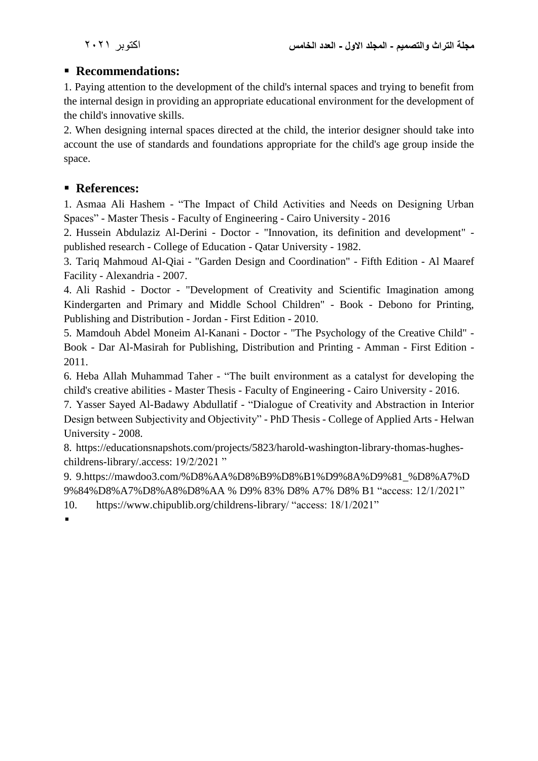## Recommendations:

1. Paying attention to the development of the child's internal spaces and trying to benefit from the internal design in providing an appropriate educational environment for the development of the child's innovative skills.
2. When designing internal spaces directed at the child, the interior designer should take into account the use of standards and foundations appropriate for the child's age group inside the space.

## References:

1. Asmaa Ali Hashem - “The Impact of Child Activities and Needs on Designing Urban Spaces” - Master Thesis - Faculty of Engineering - Cairo University - 2016
2. Hussein Abdulaziz Al-Derini - Doctor - "Innovation, its definition and development" - published research - College of Education - Qatar University - 1982.
3. Tariq Mahmoud Al-Qiai - "Garden Design and Coordination" - Fifth Edition - Al Maaref Facility - Alexandria - 2007.
4. Ali Rashid - Doctor - "Development of Creativity and Scientific Imagination among Kindergarten and Primary and Middle School Children" - Book - Debono for Printing, Publishing and Distribution - Jordan - First Edition - 2010.
5. Mamdouh Abdel Moneim Al-Kanani - Doctor - "The Psychology of the Creative Child" - Book - Dar Al-Masirah for Publishing, Distribution and Printing - Amman - First Edition - 2011.
6. Heba Allah Muhammad Taher - “The built environment as a catalyst for developing the child's creative abilities - Master Thesis - Faculty of Engineering - Cairo University - 2016.
7. Yasser Sayed Al-Badawy Abdullatif - “Dialogue of Creativity and Abstraction in Interior Design between Subjectivity and Objectivity” - PhD Thesis - College of Applied Arts - Helwan University - 2008.
8. https://educationsnapshots.com/projects/5823/harold-washington-library-thomas-hughes-childrens-library/.access: 19/2/2021 ”
9. 9.https://mawdoo3.com/%D8%AA%D8%B9%D8%B1%D9%8A%D9%81_%D8%A7%D9%84%D8%A7%D8%A8%D8%AA % D9% 83% D8% A7% D8% B1 “access: 12/1/2021”
10. https://www.chipublib.org/childrens-library/ “access: 18/1/2021”